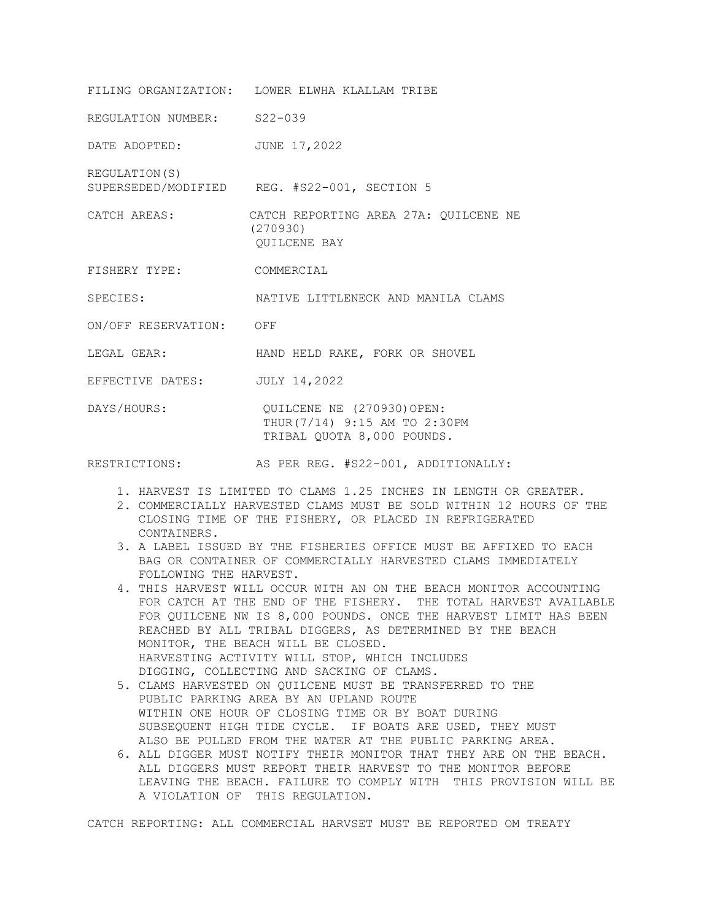FILING ORGANIZATION: LOWER ELWHA KLALLAM TRIBE

REGULATION NUMBER: S22-039

DATE ADOPTED: JUNE 17,2022

REGULATION(S) SUPERSEDED/MODIFIED: REG. #S22-001, SECTION 5

CATCH AREAS: CATCH REPORTING AREA 27A: QUILCENE NE (270930)
QUILCENE BAY

FISHERY TYPE: COMMERCIAL

SPECIES: NATIVE LITTLENECK AND MANILA CLAMS

ON/OFF RESERVATION: OFF

LEGAL GEAR: HAND HELD RAKE, FORK OR SHOVEL

EFFECTIVE DATES: JULY 14,2022

DAYS/HOURS: QUILCENE NE (270930)OPEN:
THUR(7/14) 9:15 AM TO 2:30PM
TRIBAL QUOTA 8,000 POUNDS.

RESTRICTIONS: AS PER REG. #S22-001, ADDITIONALLY:

1. HARVEST IS LIMITED TO CLAMS 1.25 INCHES IN LENGTH OR GREATER.
2. COMMERCIALLY HARVESTED CLAMS MUST BE SOLD WITHIN 12 HOURS OF THE CLOSING TIME OF THE FISHERY, OR PLACED IN REFRIGERATED CONTAINERS.
3. A LABEL ISSUED BY THE FISHERIES OFFICE MUST BE AFFIXED TO EACH BAG OR CONTAINER OF COMMERCIALLY HARVESTED CLAMS IMMEDIATELY FOLLOWING THE HARVEST.
4. THIS HARVEST WILL OCCUR WITH AN ON THE BEACH MONITOR ACCOUNTING FOR CATCH AT THE END OF THE FISHERY. THE TOTAL HARVEST AVAILABLE FOR QUILCENE NW IS 8,000 POUNDS. ONCE THE HARVEST LIMIT HAS BEEN REACHED BY ALL TRIBAL DIGGERS, AS DETERMINED BY THE BEACH MONITOR, THE BEACH WILL BE CLOSED.
HARVESTING ACTIVITY WILL STOP, WHICH INCLUDES DIGGING, COLLECTING AND SACKING OF CLAMS.
5. CLAMS HARVESTED ON QUILCENE MUST BE TRANSFERRED TO THE PUBLIC PARKING AREA BY AN UPLAND ROUTE WITHIN ONE HOUR OF CLOSING TIME OR BY BOAT DURING SUBSEQUENT HIGH TIDE CYCLE. IF BOATS ARE USED, THEY MUST ALSO BE PULLED FROM THE WATER AT THE PUBLIC PARKING AREA.
6. ALL DIGGER MUST NOTIFY THEIR MONITOR THAT THEY ARE ON THE BEACH. ALL DIGGERS MUST REPORT THEIR HARVEST TO THE MONITOR BEFORE LEAVING THE BEACH. FAILURE TO COMPLY WITH THIS PROVISION WILL BE A VIOLATION OF THIS REGULATION.

CATCH REPORTING: ALL COMMERCIAL HARVSET MUST BE REPORTED OM TREATY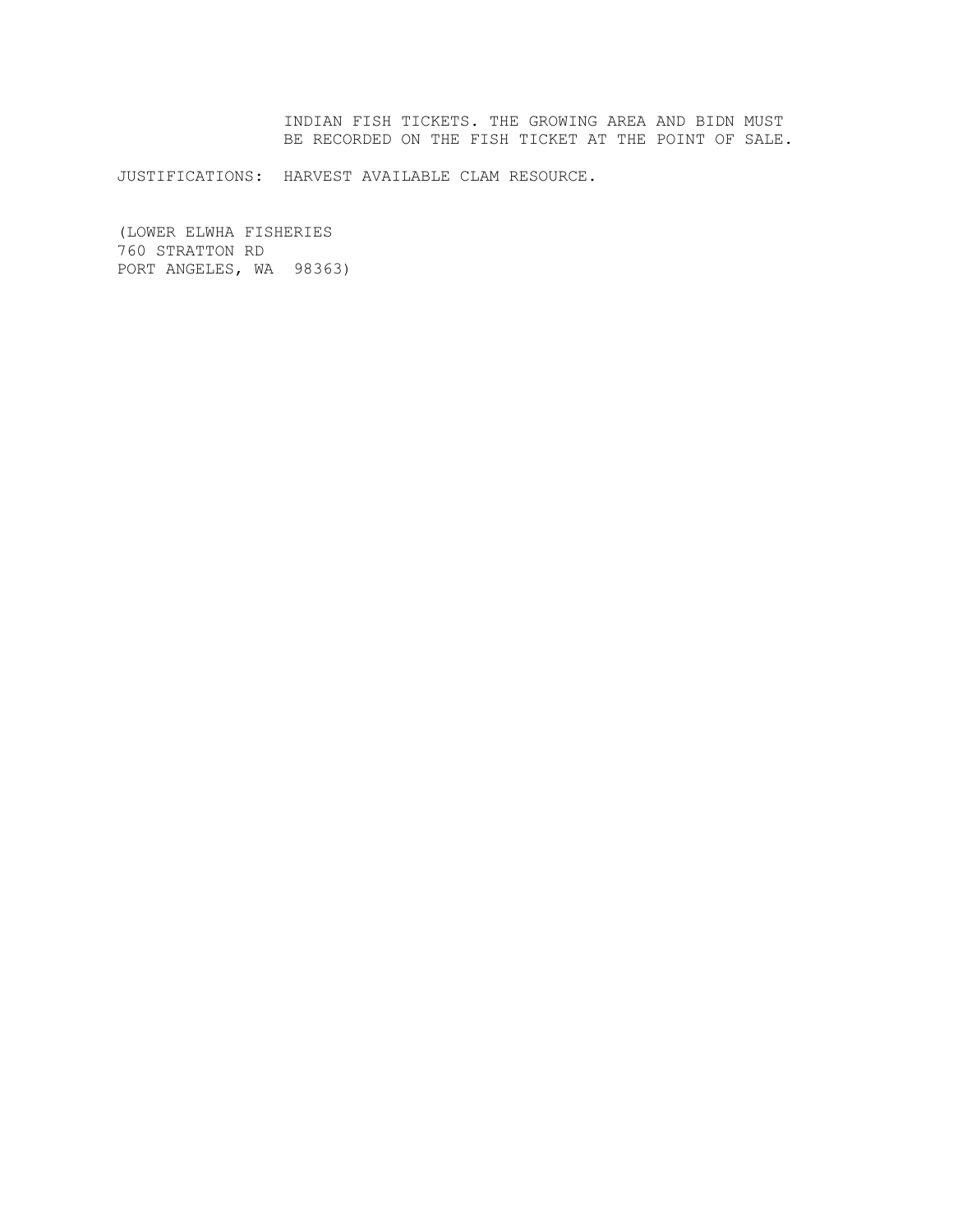INDIAN FISH TICKETS. THE GROWING AREA AND BIDN MUST BE RECORDED ON THE FISH TICKET AT THE POINT OF SALE.

JUSTIFICATIONS: HARVEST AVAILABLE CLAM RESOURCE.

(LOWER ELWHA FISHERIES
760 STRATTON RD
PORT ANGELES, WA 98363)